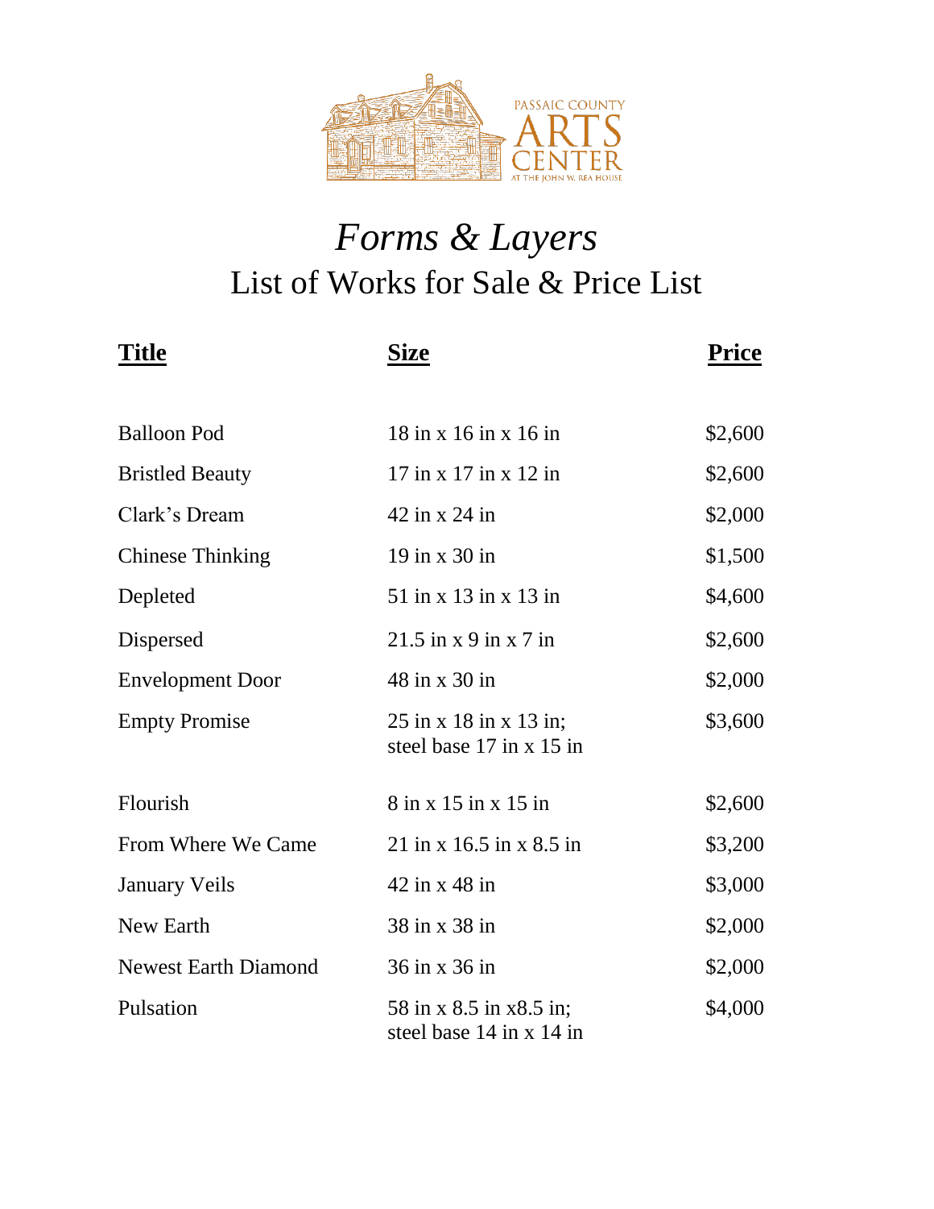PASSAIC COUNTY ARTS CENTER AT THE JOHN W. REA HOUSE

# *Forms & Layers*

## List of Works for Sale & Price List

| Title | Size | Price |
|---|---|---|
| Balloon Pod | 18 in x 16 in x 16 in | $2,600 |
| Bristled Beauty | 17 in x 17 in x 12 in | $2,600 |
| Clark's Dream | 42 in x 24 in | $2,000 |
| Chinese Thinking | 19 in x 30 in | $1,500 |
| Depleted | 51 in x 13 in x 13 in | $4,600 |
| Dispersed | 21.5 in x 9 in x 7 in | $2,600 |
| Envelopment Door | 48 in x 30 in | $2,000 |
| Empty Promise | 25 in x 18 in x 13 in; steel base 17 in x 15 in | $3,600 |
| Flourish | 8 in x 15 in x 15 in | $2,600 |
| From Where We Came | 21 in x 16.5 in x 8.5 in | $3,200 |
| January Veils | 42 in x 48 in | $3,000 |
| New Earth | 38 in x 38 in | $2,000 |
| Newest Earth Diamond | 36 in x 36 in | $2,000 |
| Pulsation | 58 in x 8.5 in x8.5 in; steel base 14 in x 14 in | $4,000 |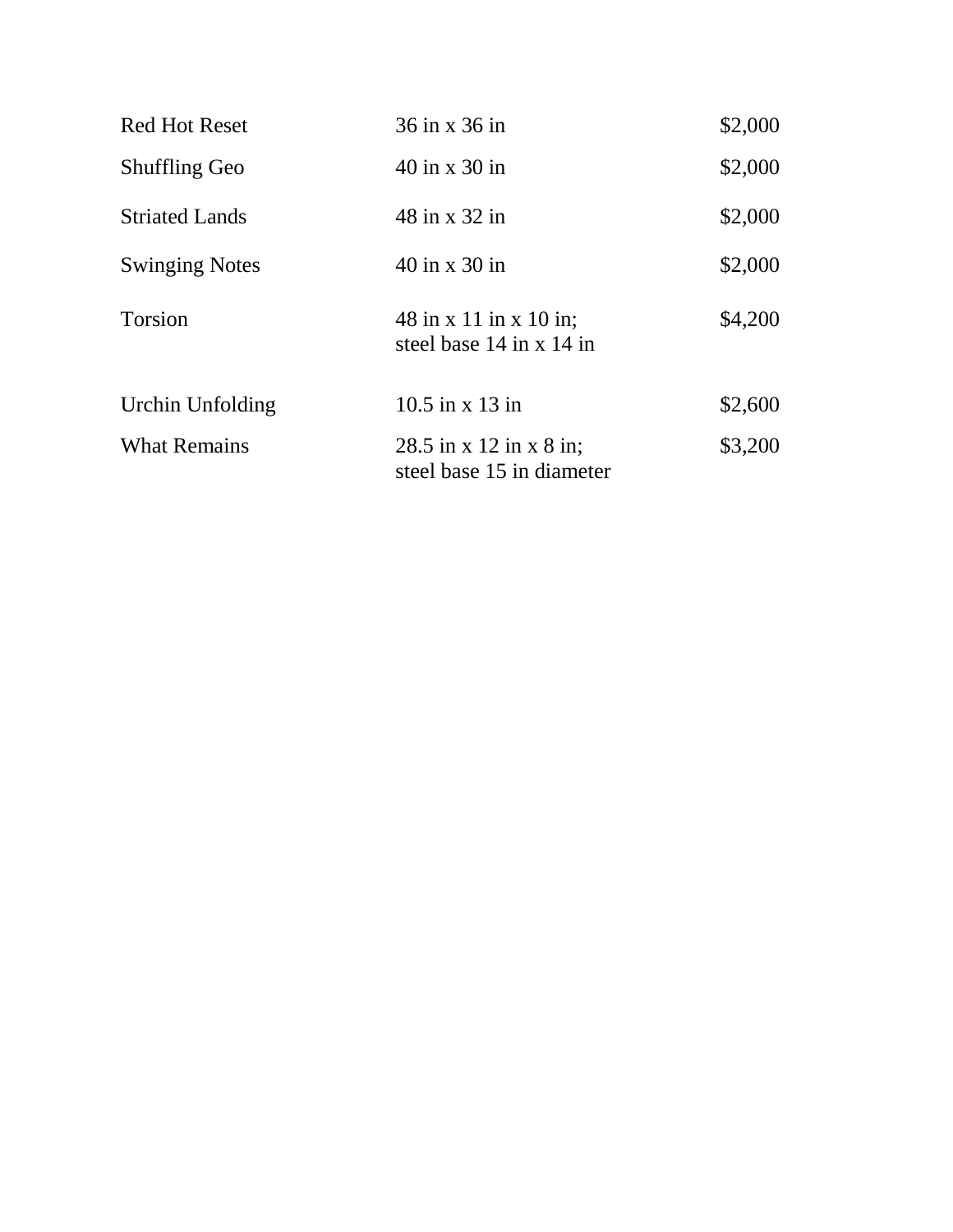| | | |
|---|---|---|
| Red Hot Reset | 36 in x 36 in | $2,000 |
| Shuffling Geo | 40 in x 30 in | $2,000 |
| Striated Lands | 48 in x 32 in | $2,000 |
| Swinging Notes | 40 in x 30 in | $2,000 |
| Torsion | 48 in x 11 in x 10 in; steel base 14 in x 14 in | $4,200 |
| Urchin Unfolding | 10.5 in x 13 in | $2,600 |
| What Remains | 28.5 in x 12 in x 8 in; steel base 15 in diameter | $3,200 |